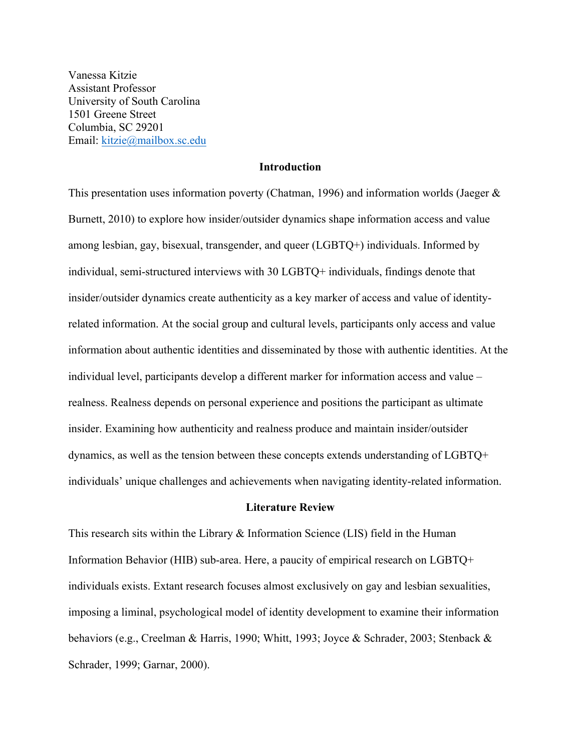Vanessa Kitzie  
Assistant Professor  
University of South Carolina  
1501 Greene Street  
Columbia, SC 29201  
Email: kitzie@mailbox.sc.edu

## Introduction

This presentation uses information poverty (Chatman, 1996) and information worlds (Jaeger & Burnett, 2010) to explore how insider/outsider dynamics shape information access and value among lesbian, gay, bisexual, transgender, and queer (LGBTQ+) individuals. Informed by individual, semi-structured interviews with 30 LGBTQ+ individuals, findings denote that insider/outsider dynamics create authenticity as a key marker of access and value of identity-related information. At the social group and cultural levels, participants only access and value information about authentic identities and disseminated by those with authentic identities. At the individual level, participants develop a different marker for information access and value – realness. Realness depends on personal experience and positions the participant as ultimate insider. Examining how authenticity and realness produce and maintain insider/outsider dynamics, as well as the tension between these concepts extends understanding of LGBTQ+ individuals' unique challenges and achievements when navigating identity-related information.

## Literature Review

This research sits within the Library & Information Science (LIS) field in the Human Information Behavior (HIB) sub-area. Here, a paucity of empirical research on LGBTQ+ individuals exists. Extant research focuses almost exclusively on gay and lesbian sexualities, imposing a liminal, psychological model of identity development to examine their information behaviors (e.g., Creelman & Harris, 1990; Whitt, 1993; Joyce & Schrader, 2003; Stenback & Schrader, 1999; Garnar, 2000).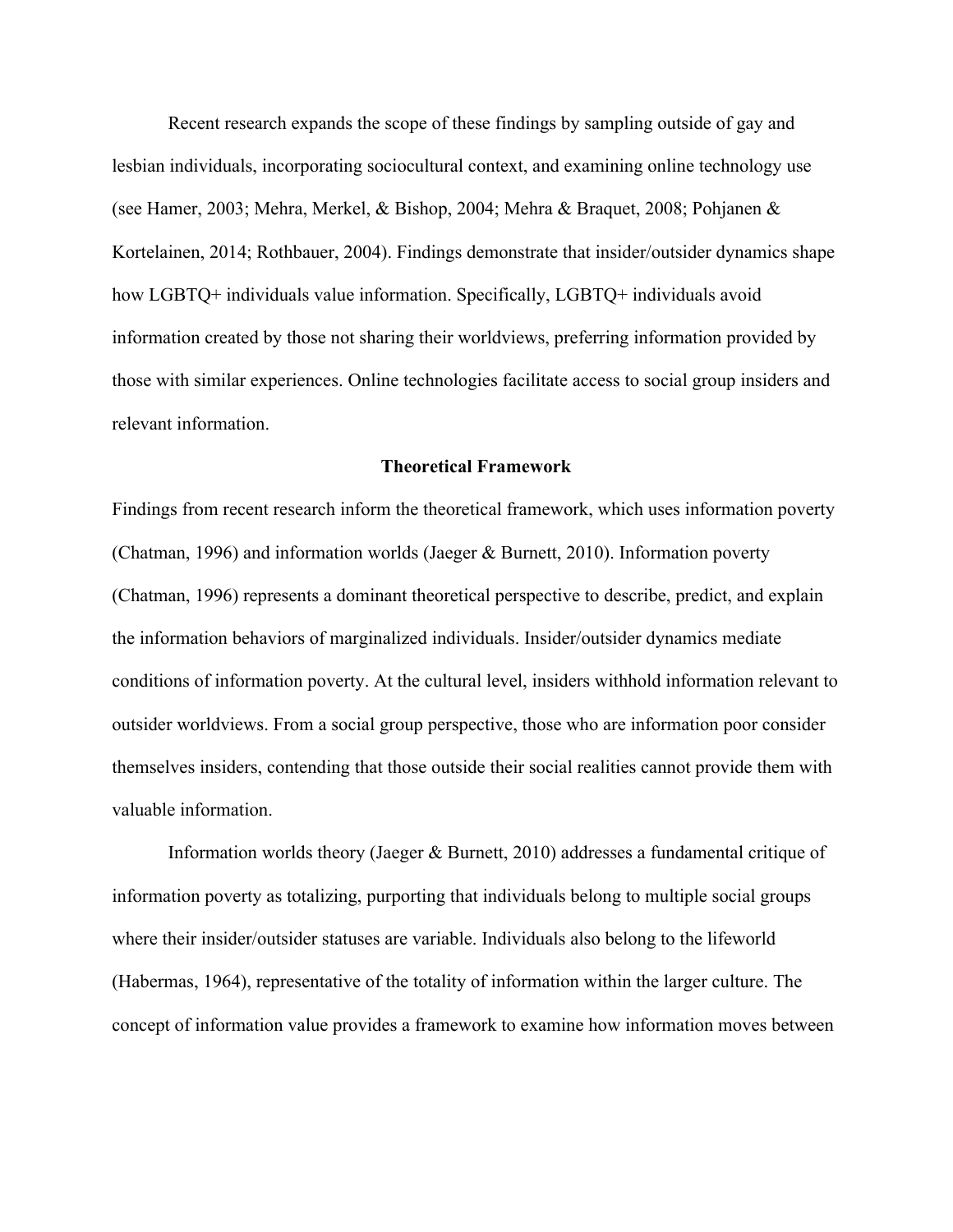Recent research expands the scope of these findings by sampling outside of gay and lesbian individuals, incorporating sociocultural context, and examining online technology use (see Hamer, 2003; Mehra, Merkel, & Bishop, 2004; Mehra & Braquet, 2008; Pohjanen & Kortelainen, 2014; Rothbauer, 2004). Findings demonstrate that insider/outsider dynamics shape how LGBTQ+ individuals value information. Specifically, LGBTQ+ individuals avoid information created by those not sharing their worldviews, preferring information provided by those with similar experiences. Online technologies facilitate access to social group insiders and relevant information.

## Theoretical Framework

Findings from recent research inform the theoretical framework, which uses information poverty (Chatman, 1996) and information worlds (Jaeger & Burnett, 2010). Information poverty (Chatman, 1996) represents a dominant theoretical perspective to describe, predict, and explain the information behaviors of marginalized individuals. Insider/outsider dynamics mediate conditions of information poverty. At the cultural level, insiders withhold information relevant to outsider worldviews. From a social group perspective, those who are information poor consider themselves insiders, contending that those outside their social realities cannot provide them with valuable information.

Information worlds theory (Jaeger & Burnett, 2010) addresses a fundamental critique of information poverty as totalizing, purporting that individuals belong to multiple social groups where their insider/outsider statuses are variable. Individuals also belong to the lifeworld (Habermas, 1964), representative of the totality of information within the larger culture. The concept of information value provides a framework to examine how information moves between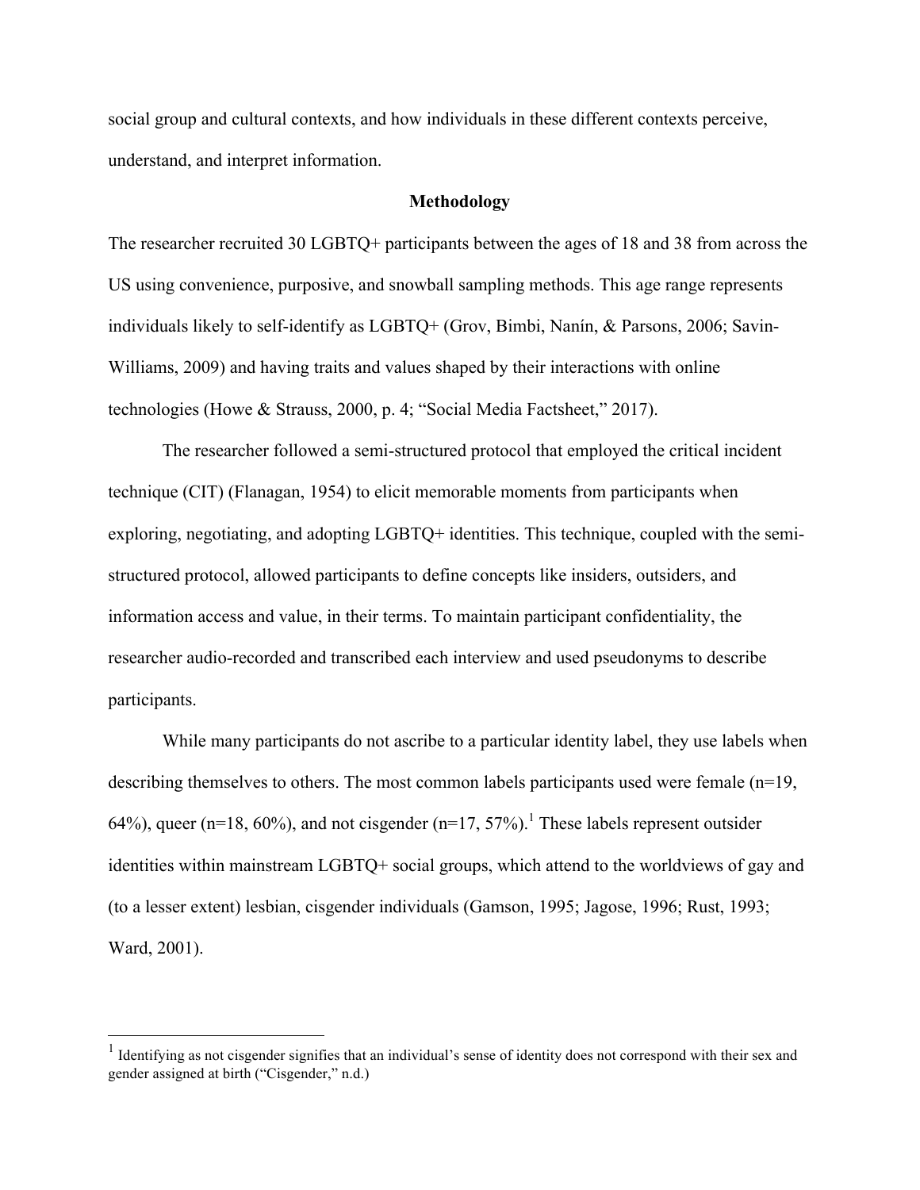social group and cultural contexts, and how individuals in these different contexts perceive, understand, and interpret information.

## Methodology

The researcher recruited 30 LGBTQ+ participants between the ages of 18 and 38 from across the US using convenience, purposive, and snowball sampling methods. This age range represents individuals likely to self-identify as LGBTQ+ (Grov, Bimbi, Nanín, & Parsons, 2006; Savin-Williams, 2009) and having traits and values shaped by their interactions with online technologies (Howe & Strauss, 2000, p. 4; "Social Media Factsheet," 2017).

The researcher followed a semi-structured protocol that employed the critical incident technique (CIT) (Flanagan, 1954) to elicit memorable moments from participants when exploring, negotiating, and adopting LGBTQ+ identities. This technique, coupled with the semi-structured protocol, allowed participants to define concepts like insiders, outsiders, and information access and value, in their terms. To maintain participant confidentiality, the researcher audio-recorded and transcribed each interview and used pseudonyms to describe participants.

While many participants do not ascribe to a particular identity label, they use labels when describing themselves to others. The most common labels participants used were female (n=19, 64%), queer (n=18, 60%), and not cisgender (n=17, 57%).[1] These labels represent outsider identities within mainstream LGBTQ+ social groups, which attend to the worldviews of gay and (to a lesser extent) lesbian, cisgender individuals (Gamson, 1995; Jagose, 1996; Rust, 1993; Ward, 2001).

---

[1] Identifying as not cisgender signifies that an individual's sense of identity does not correspond with their sex and gender assigned at birth ("Cisgender," n.d.)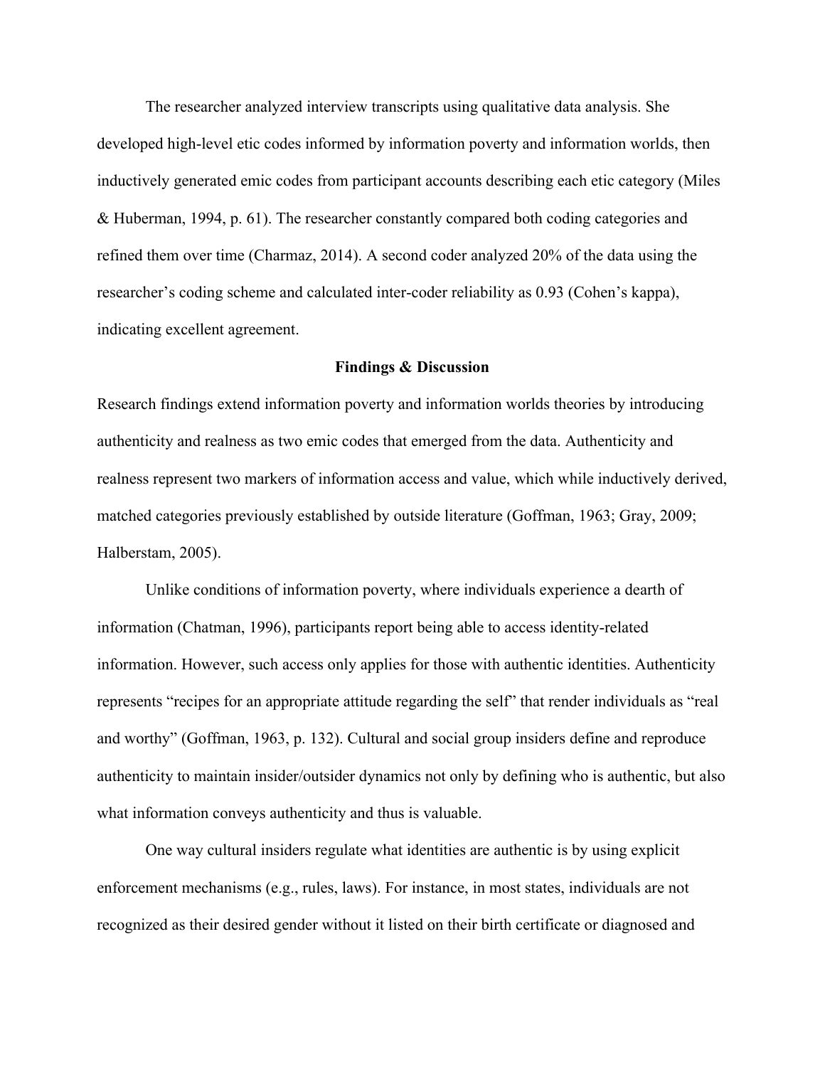The researcher analyzed interview transcripts using qualitative data analysis. She developed high-level etic codes informed by information poverty and information worlds, then inductively generated emic codes from participant accounts describing each etic category (Miles & Huberman, 1994, p. 61). The researcher constantly compared both coding categories and refined them over time (Charmaz, 2014). A second coder analyzed 20% of the data using the researcher's coding scheme and calculated inter-coder reliability as 0.93 (Cohen's kappa), indicating excellent agreement.

## Findings & Discussion

Research findings extend information poverty and information worlds theories by introducing authenticity and realness as two emic codes that emerged from the data. Authenticity and realness represent two markers of information access and value, which while inductively derived, matched categories previously established by outside literature (Goffman, 1963; Gray, 2009; Halberstam, 2005).

Unlike conditions of information poverty, where individuals experience a dearth of information (Chatman, 1996), participants report being able to access identity-related information. However, such access only applies for those with authentic identities. Authenticity represents "recipes for an appropriate attitude regarding the self" that render individuals as "real and worthy" (Goffman, 1963, p. 132). Cultural and social group insiders define and reproduce authenticity to maintain insider/outsider dynamics not only by defining who is authentic, but also what information conveys authenticity and thus is valuable.

One way cultural insiders regulate what identities are authentic is by using explicit enforcement mechanisms (e.g., rules, laws). For instance, in most states, individuals are not recognized as their desired gender without it listed on their birth certificate or diagnosed and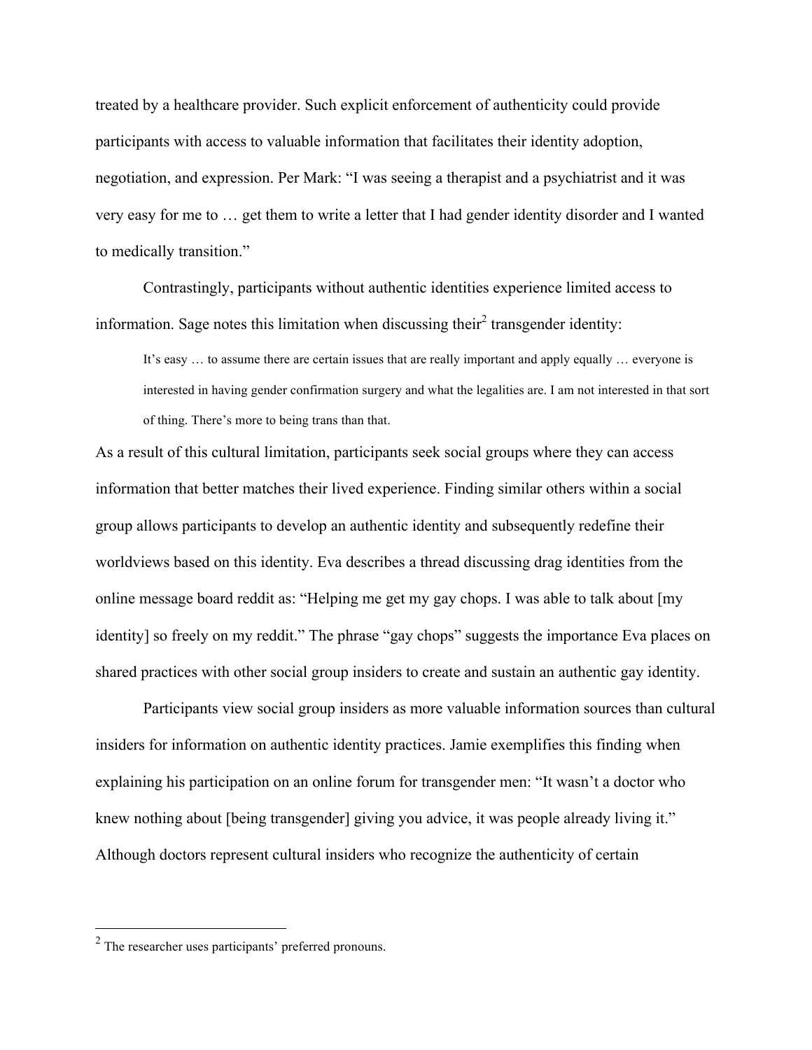treated by a healthcare provider. Such explicit enforcement of authenticity could provide participants with access to valuable information that facilitates their identity adoption, negotiation, and expression. Per Mark: "I was seeing a therapist and a psychiatrist and it was very easy for me to … get them to write a letter that I had gender identity disorder and I wanted to medically transition."

Contrastingly, participants without authentic identities experience limited access to information. Sage notes this limitation when discussing their[2] transgender identity:

> It's easy … to assume there are certain issues that are really important and apply equally … everyone is interested in having gender confirmation surgery and what the legalities are. I am not interested in that sort of thing. There's more to being trans than that.

As a result of this cultural limitation, participants seek social groups where they can access information that better matches their lived experience. Finding similar others within a social group allows participants to develop an authentic identity and subsequently redefine their worldviews based on this identity. Eva describes a thread discussing drag identities from the online message board reddit as: "Helping me get my gay chops. I was able to talk about [my identity] so freely on my reddit." The phrase "gay chops" suggests the importance Eva places on shared practices with other social group insiders to create and sustain an authentic gay identity.

Participants view social group insiders as more valuable information sources than cultural insiders for information on authentic identity practices. Jamie exemplifies this finding when explaining his participation on an online forum for transgender men: "It wasn't a doctor who knew nothing about [being transgender] giving you advice, it was people already living it." Although doctors represent cultural insiders who recognize the authenticity of certain

---

[2] The researcher uses participants' preferred pronouns.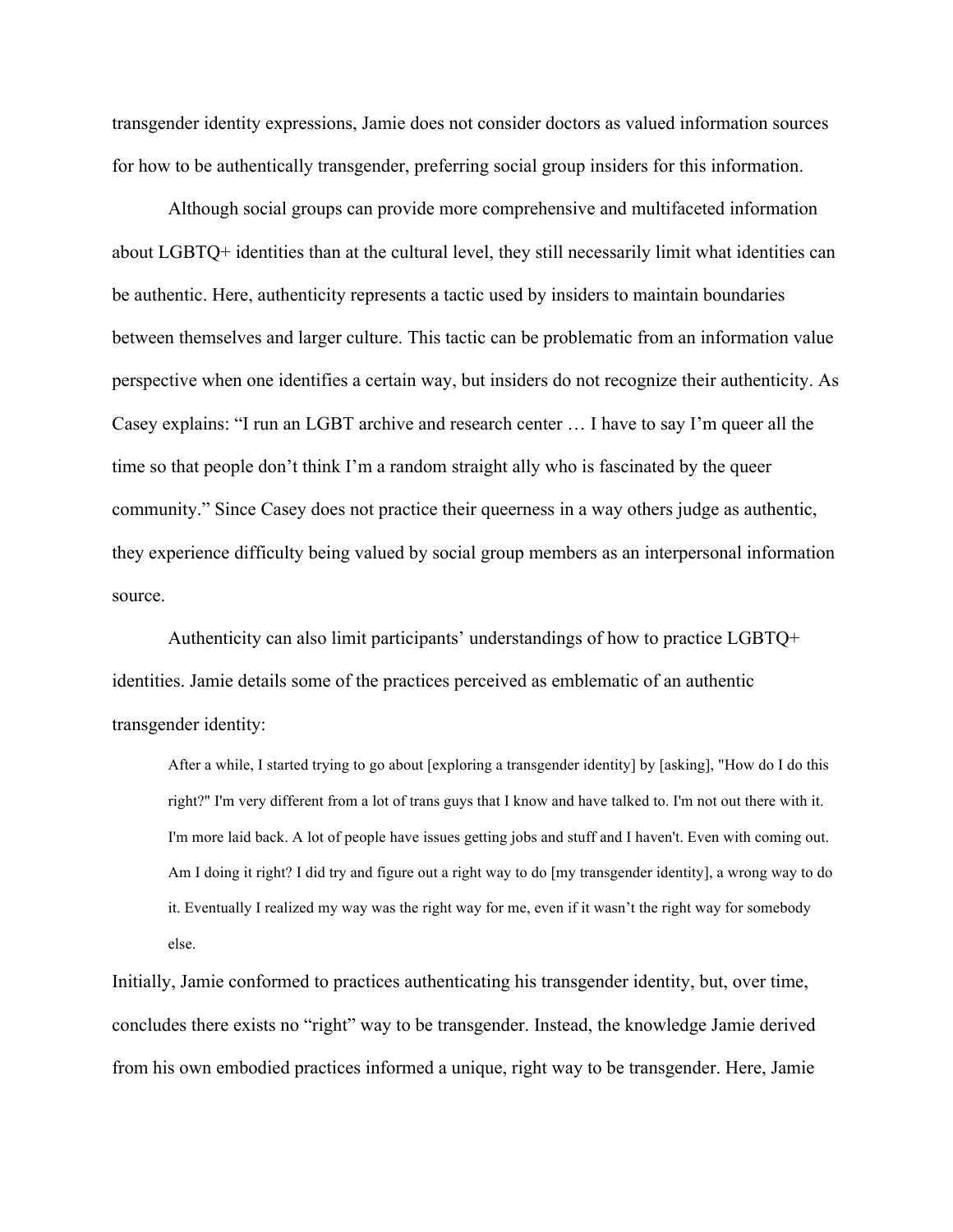transgender identity expressions, Jamie does not consider doctors as valued information sources for how to be authentically transgender, preferring social group insiders for this information.

Although social groups can provide more comprehensive and multifaceted information about LGBTQ+ identities than at the cultural level, they still necessarily limit what identities can be authentic. Here, authenticity represents a tactic used by insiders to maintain boundaries between themselves and larger culture. This tactic can be problematic from an information value perspective when one identifies a certain way, but insiders do not recognize their authenticity. As Casey explains: "I run an LGBT archive and research center … I have to say I'm queer all the time so that people don't think I'm a random straight ally who is fascinated by the queer community." Since Casey does not practice their queerness in a way others judge as authentic, they experience difficulty being valued by social group members as an interpersonal information source.

Authenticity can also limit participants' understandings of how to practice LGBTQ+ identities. Jamie details some of the practices perceived as emblematic of an authentic transgender identity:

> After a while, I started trying to go about [exploring a transgender identity] by [asking], "How do I do this right?" I'm very different from a lot of trans guys that I know and have talked to. I'm not out there with it. I'm more laid back. A lot of people have issues getting jobs and stuff and I haven't. Even with coming out. Am I doing it right? I did try and figure out a right way to do [my transgender identity], a wrong way to do it. Eventually I realized my way was the right way for me, even if it wasn't the right way for somebody else.

Initially, Jamie conformed to practices authenticating his transgender identity, but, over time, concludes there exists no "right" way to be transgender. Instead, the knowledge Jamie derived from his own embodied practices informed a unique, right way to be transgender. Here, Jamie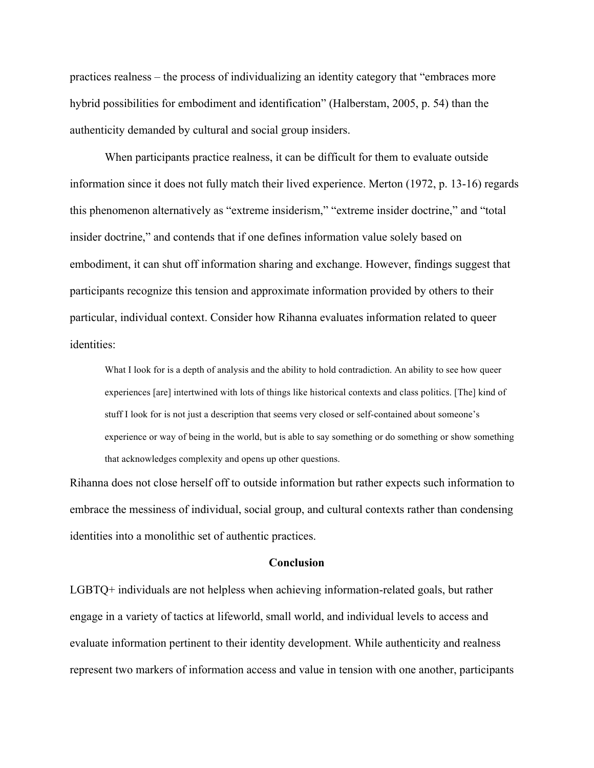practices realness – the process of individualizing an identity category that "embraces more hybrid possibilities for embodiment and identification" (Halberstam, 2005, p. 54) than the authenticity demanded by cultural and social group insiders.

When participants practice realness, it can be difficult for them to evaluate outside information since it does not fully match their lived experience. Merton (1972, p. 13-16) regards this phenomenon alternatively as "extreme insiderism," "extreme insider doctrine," and "total insider doctrine," and contends that if one defines information value solely based on embodiment, it can shut off information sharing and exchange. However, findings suggest that participants recognize this tension and approximate information provided by others to their particular, individual context. Consider how Rihanna evaluates information related to queer identities:

> What I look for is a depth of analysis and the ability to hold contradiction. An ability to see how queer experiences [are] intertwined with lots of things like historical contexts and class politics. [The] kind of stuff I look for is not just a description that seems very closed or self-contained about someone's experience or way of being in the world, but is able to say something or do something or show something that acknowledges complexity and opens up other questions.

Rihanna does not close herself off to outside information but rather expects such information to embrace the messiness of individual, social group, and cultural contexts rather than condensing identities into a monolithic set of authentic practices.

## Conclusion

LGBTQ+ individuals are not helpless when achieving information-related goals, but rather engage in a variety of tactics at lifeworld, small world, and individual levels to access and evaluate information pertinent to their identity development. While authenticity and realness represent two markers of information access and value in tension with one another, participants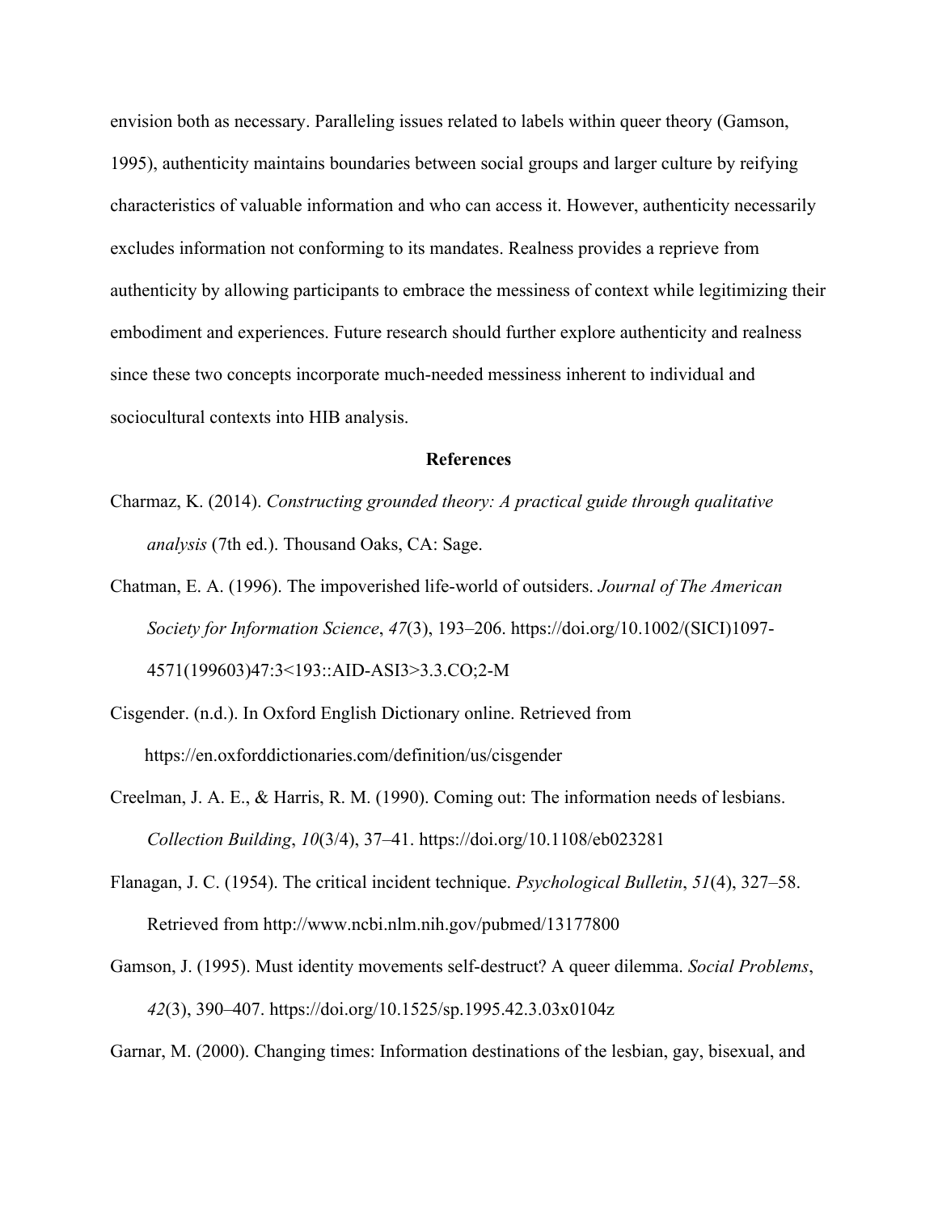envision both as necessary. Paralleling issues related to labels within queer theory (Gamson, 1995), authenticity maintains boundaries between social groups and larger culture by reifying characteristics of valuable information and who can access it. However, authenticity necessarily excludes information not conforming to its mandates. Realness provides a reprieve from authenticity by allowing participants to embrace the messiness of context while legitimizing their embodiment and experiences. Future research should further explore authenticity and realness since these two concepts incorporate much-needed messiness inherent to individual and sociocultural contexts into HIB analysis.

## References

Charmaz, K. (2014). *Constructing grounded theory: A practical guide through qualitative analysis* (7th ed.). Thousand Oaks, CA: Sage.

Chatman, E. A. (1996). The impoverished life-world of outsiders. *Journal of The American Society for Information Science*, *47*(3), 193–206. https://doi.org/10.1002/(SICI)1097-4571(199603)47:3<193::AID-ASI3>3.3.CO;2-M

Cisgender. (n.d.). In Oxford English Dictionary online. Retrieved from https://en.oxforddictionaries.com/definition/us/cisgender

Creelman, J. A. E., & Harris, R. M. (1990). Coming out: The information needs of lesbians. *Collection Building*, *10*(3/4), 37–41. https://doi.org/10.1108/eb023281

Flanagan, J. C. (1954). The critical incident technique. *Psychological Bulletin*, *51*(4), 327–58. Retrieved from http://www.ncbi.nlm.nih.gov/pubmed/13177800

Gamson, J. (1995). Must identity movements self-destruct? A queer dilemma. *Social Problems*, *42*(3), 390–407. https://doi.org/10.1525/sp.1995.42.3.03x0104z

Garnar, M. (2000). Changing times: Information destinations of the lesbian, gay, bisexual, and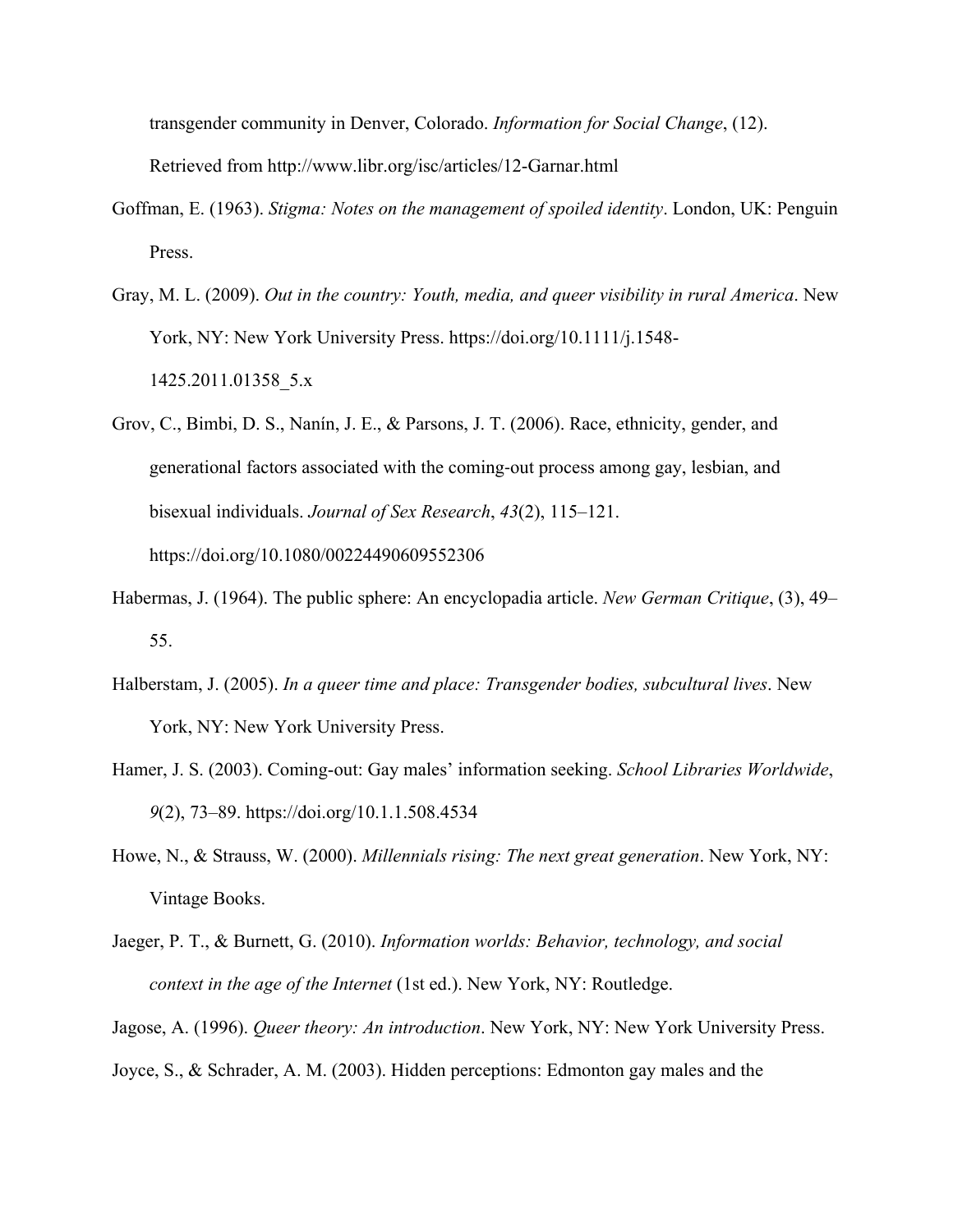transgender community in Denver, Colorado. *Information for Social Change*, (12). Retrieved from http://www.libr.org/isc/articles/12-Garnar.html

Goffman, E. (1963). *Stigma: Notes on the management of spoiled identity*. London, UK: Penguin Press.

Gray, M. L. (2009). *Out in the country: Youth, media, and queer visibility in rural America*. New York, NY: New York University Press. https://doi.org/10.1111/j.1548-1425.2011.01358_5.x

Grov, C., Bimbi, D. S., Nanín, J. E., & Parsons, J. T. (2006). Race, ethnicity, gender, and generational factors associated with the coming-out process among gay, lesbian, and bisexual individuals. *Journal of Sex Research*, *43*(2), 115–121. https://doi.org/10.1080/00224490609552306

Habermas, J. (1964). The public sphere: An encyclopedia article. *New German Critique*, (3), 49–55.

Halberstam, J. (2005). *In a queer time and place: Transgender bodies, subcultural lives*. New York, NY: New York University Press.

Hamer, J. S. (2003). Coming-out: Gay males' information seeking. *School Libraries Worldwide*, *9*(2), 73–89. https://doi.org/10.1.1.508.4534

Howe, N., & Strauss, W. (2000). *Millennials rising: The next great generation*. New York, NY: Vintage Books.

Jaeger, P. T., & Burnett, G. (2010). *Information worlds: Behavior, technology, and social context in the age of the Internet* (1st ed.). New York, NY: Routledge.

Jagose, A. (1996). *Queer theory: An introduction*. New York, NY: New York University Press.

Joyce, S., & Schrader, A. M. (2003). Hidden perceptions: Edmonton gay males and the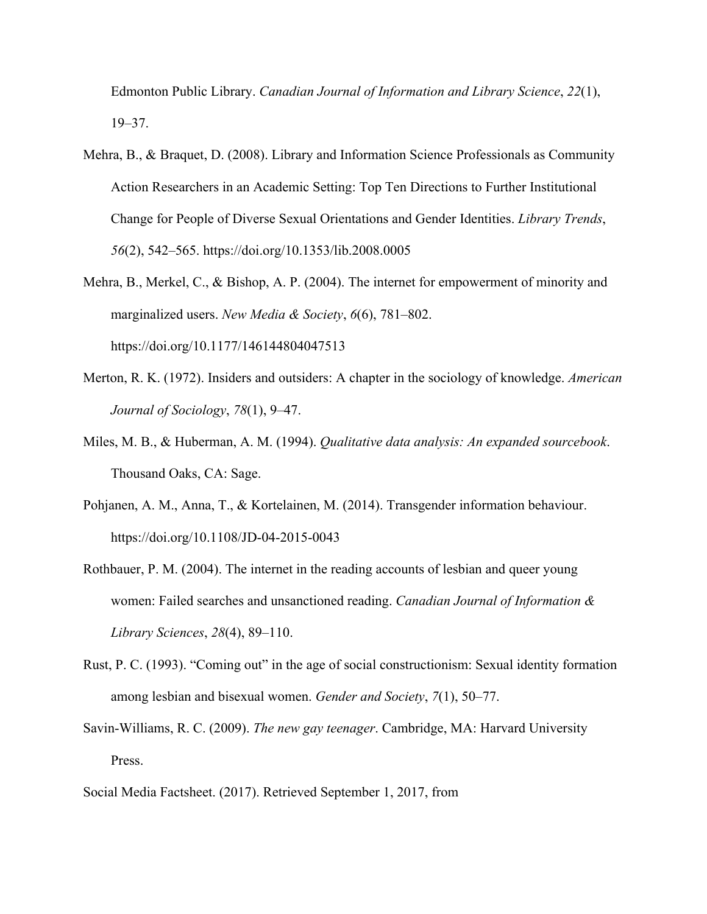Edmonton Public Library. *Canadian Journal of Information and Library Science*, *22*(1), 19–37.

Mehra, B., & Braquet, D. (2008). Library and Information Science Professionals as Community Action Researchers in an Academic Setting: Top Ten Directions to Further Institutional Change for People of Diverse Sexual Orientations and Gender Identities. *Library Trends*, *56*(2), 542–565. https://doi.org/10.1353/lib.2008.0005

Mehra, B., Merkel, C., & Bishop, A. P. (2004). The internet for empowerment of minority and marginalized users. *New Media & Society*, *6*(6), 781–802. https://doi.org/10.1177/146144804047513

Merton, R. K. (1972). Insiders and outsiders: A chapter in the sociology of knowledge. *American Journal of Sociology*, *78*(1), 9–47.

Miles, M. B., & Huberman, A. M. (1994). *Qualitative data analysis: An expanded sourcebook*. Thousand Oaks, CA: Sage.

Pohjanen, A. M., Anna, T., & Kortelainen, M. (2014). Transgender information behaviour. https://doi.org/10.1108/JD-04-2015-0043

Rothbauer, P. M. (2004). The internet in the reading accounts of lesbian and queer young women: Failed searches and unsanctioned reading. *Canadian Journal of Information & Library Sciences*, *28*(4), 89–110.

Rust, P. C. (1993). "Coming out" in the age of social constructionism: Sexual identity formation among lesbian and bisexual women. *Gender and Society*, *7*(1), 50–77.

Savin-Williams, R. C. (2009). *The new gay teenager*. Cambridge, MA: Harvard University Press.

Social Media Factsheet. (2017). Retrieved September 1, 2017, from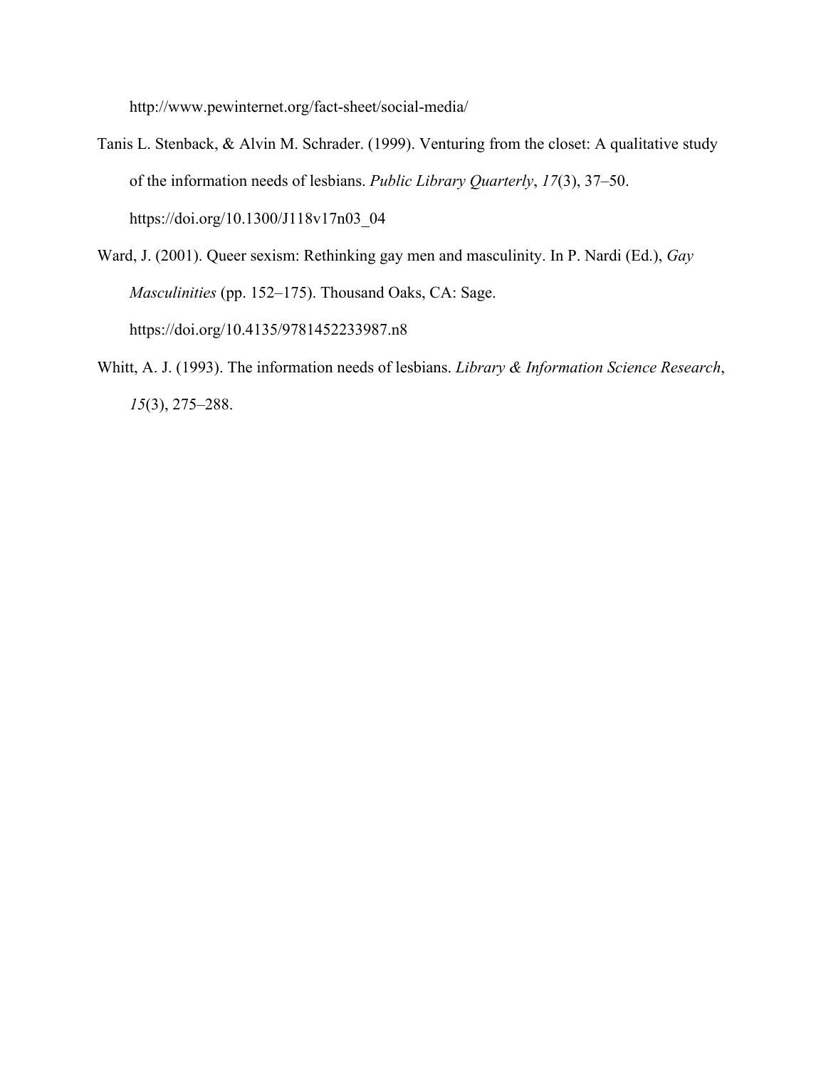http://www.pewinternet.org/fact-sheet/social-media/

Tanis L. Stenback, & Alvin M. Schrader. (1999). Venturing from the closet: A qualitative study of the information needs of lesbians. *Public Library Quarterly*, *17*(3), 37–50. https://doi.org/10.1300/J118v17n03_04

Ward, J. (2001). Queer sexism: Rethinking gay men and masculinity. In P. Nardi (Ed.), *Gay Masculinities* (pp. 152–175). Thousand Oaks, CA: Sage. https://doi.org/10.4135/9781452233987.n8

Whitt, A. J. (1993). The information needs of lesbians. *Library & Information Science Research*, *15*(3), 275–288.